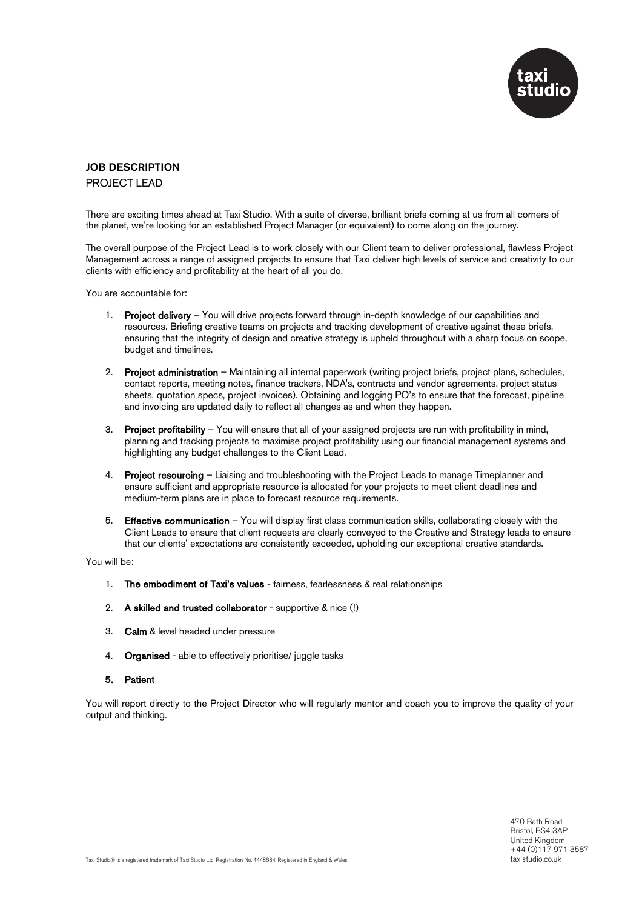## JOB DESCRIPTION

PROJECT LEAD

There are exciting times ahead at Taxi Studio. With a suite of diverse, brilliant briefs coming at us from all corners of the planet, we're looking for an established Project Manager (or equivalent) to come along on the journey.

The overall purpose of the Project Lead is to work closely with our Client team to deliver professional, flawless Project Management across a range of assigned projects to ensure that Taxi deliver high levels of service and creativity to our clients with efficiency and profitability at the heart of all you do.

You are accountable for:

1. **Project delivery** – You will drive projects forward through in-depth knowledge of our capabilities and resources. Briefing creative teams on projects and tracking development of creative against these briefs, ensuring that the integrity of design and creative strategy is upheld throughout with a sharp focus on scope, budget and timelines.

2. **Project administration** – Maintaining all internal paperwork (writing project briefs, project plans, schedules, contact reports, meeting notes, finance trackers, NDA's, contracts and vendor agreements, project status sheets, quotation specs, project invoices). Obtaining and logging PO's to ensure that the forecast, pipeline and invoicing are updated daily to reflect all changes as and when they happen.

3. **Project profitability** – You will ensure that all of your assigned projects are run with profitability in mind, planning and tracking projects to maximise project profitability using our financial management systems and highlighting any budget challenges to the Client Lead.

4. **Project resourcing** – Liaising and troubleshooting with the Project Leads to manage Timeplanner and ensure sufficient and appropriate resource is allocated for your projects to meet client deadlines and medium-term plans are in place to forecast resource requirements.

5. **Effective communication** – You will display first class communication skills, collaborating closely with the Client Leads to ensure that client requests are clearly conveyed to the Creative and Strategy leads to ensure that our clients' expectations are consistently exceeded, upholding our exceptional creative standards.

You will be:

1. **The embodiment of Taxi's values** - fairness, fearlessness & real relationships

2. **A skilled and trusted collaborator** - supportive & nice (!)

3. **Calm** & level headed under pressure

4. **Organised** - able to effectively prioritise/ juggle tasks

5. **Patient**

You will report directly to the Project Director who will regularly mentor and coach you to improve the quality of your output and thinking.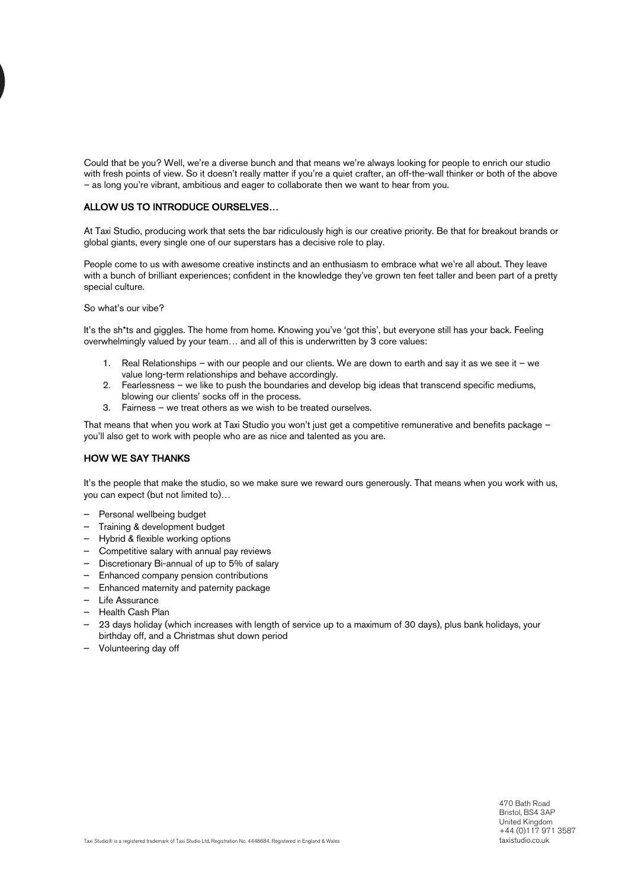Could that be you? Well, we're a diverse bunch and that means we're always looking for people to enrich our studio with fresh points of view. So it doesn't really matter if you're a quiet crafter, an off-the-wall thinker or both of the above – as long you're vibrant, ambitious and eager to collaborate then we want to hear from you.

## ALLOW US TO INTRODUCE OURSELVES…

At Taxi Studio, producing work that sets the bar ridiculously high is our creative priority. Be that for breakout brands or global giants, every single one of our superstars has a decisive role to play.

People come to us with awesome creative instincts and an enthusiasm to embrace what we're all about. They leave with a bunch of brilliant experiences; confident in the knowledge they've grown ten feet taller and been part of a pretty special culture.

So what's our vibe?

It's the sh*ts and giggles. The home from home. Knowing you've 'got this', but everyone still has your back. Feeling overwhelmingly valued by your team… and all of this is underwritten by 3 core values:

1. Real Relationships – with our people and our clients. We are down to earth and say it as we see it – we value long-term relationships and behave accordingly.
2. Fearlessness – we like to push the boundaries and develop big ideas that transcend specific mediums, blowing our clients' socks off in the process.
3. Fairness – we treat others as we wish to be treated ourselves.

That means that when you work at Taxi Studio you won't just get a competitive remunerative and benefits package – you'll also get to work with people who are as nice and talented as you are.

## HOW WE SAY THANKS

It's the people that make the studio, so we make sure we reward ours generously. That means when you work with us, you can expect (but not limited to)…

- Personal wellbeing budget
- Training & development budget
- Hybrid & flexible working options
- Competitive salary with annual pay reviews
- Discretionary Bi-annual of up to 5% of salary
- Enhanced company pension contributions
- Enhanced maternity and paternity package
- Life Assurance
- Health Cash Plan
- 23 days holiday (which increases with length of service up to a maximum of 30 days), plus bank holidays, your birthday off, and a Christmas shut down period
- Volunteering day off